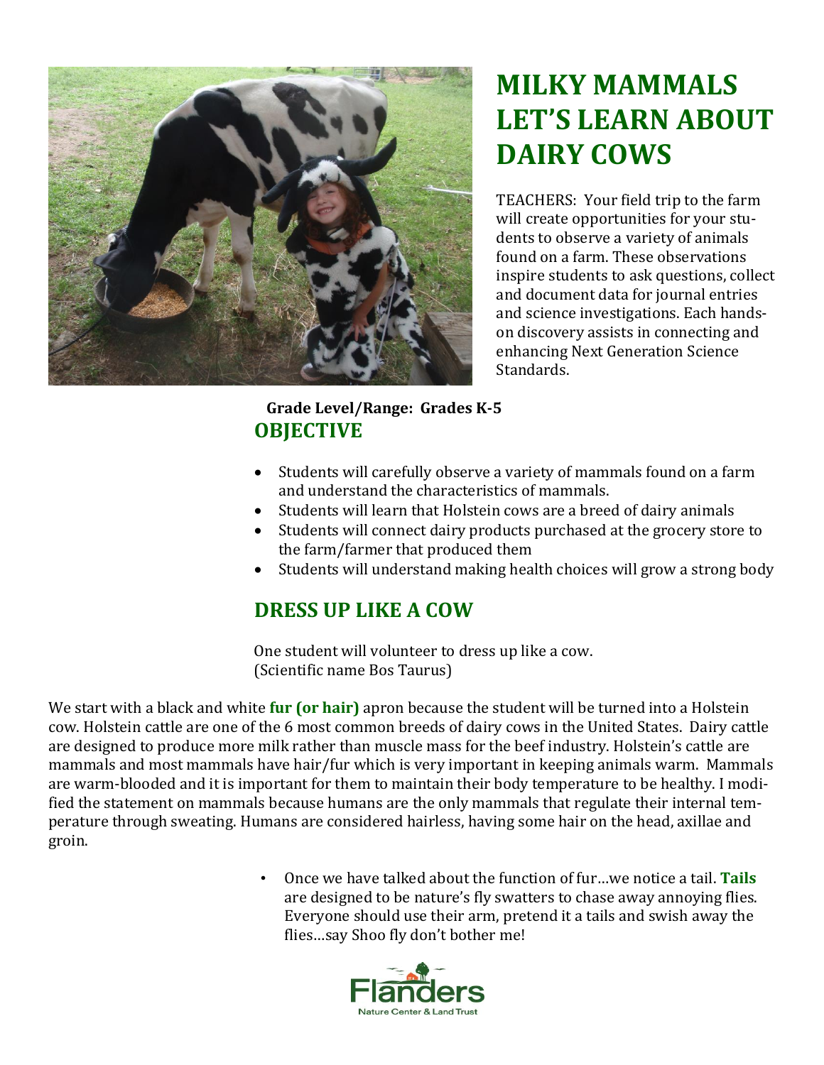# MILKY MAMMALS LET'S LEARN ABOUT DAIRY COWS

TEACHERS: Your field trip to the farm will create opportunities for your students to observe a variety of animals found on a farm. These observations inspire students to ask questions, collect and document data for journal entries and science investigations. Each hands-on discovery assists in connecting and enhancing Next Generation Science Standards.

**Grade Level/Range: Grades K-5**

## OBJECTIVE

- Students will carefully observe a variety of mammals found on a farm and understand the characteristics of mammals.
- Students will learn that Holstein cows are a breed of dairy animals
- Students will connect dairy products purchased at the grocery store to the farm/farmer that produced them
- Students will understand making health choices will grow a strong body

## DRESS UP LIKE A COW

One student will volunteer to dress up like a cow. (Scientific name Bos Taurus)

We start with a black and white **fur (or hair)** apron because the student will be turned into a Holstein cow. Holstein cattle are one of the 6 most common breeds of dairy cows in the United States. Dairy cattle are designed to produce more milk rather than muscle mass for the beef industry. Holstein's cattle are mammals and most mammals have hair/fur which is very important in keeping animals warm. Mammals are warm-blooded and it is important for them to maintain their body temperature to be healthy. I modified the statement on mammals because humans are the only mammals that regulate their internal temperature through sweating. Humans are considered hairless, having some hair on the head, axillae and groin.

- Once we have talked about the function of fur…we notice a tail. **Tails** are designed to be nature's fly swatters to chase away annoying flies. Everyone should use their arm, pretend it a tails and swish away the flies…say Shoo fly don't bother me!

Flanders Nature Center & Land Trust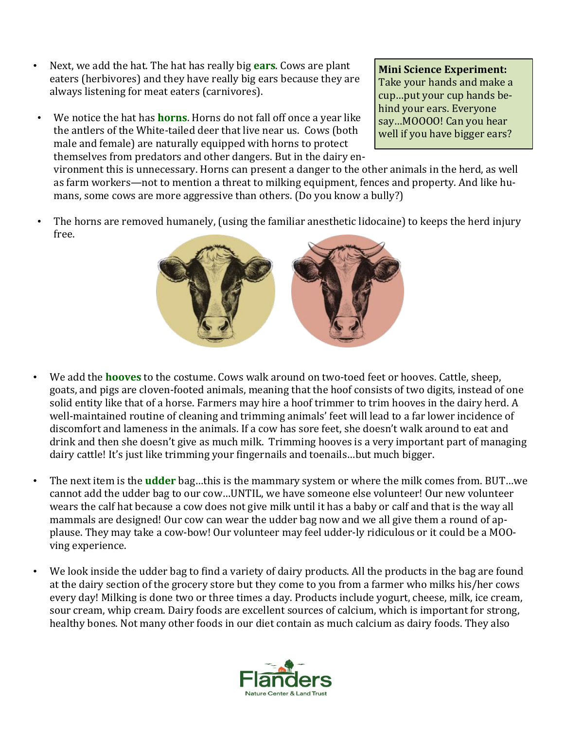- Next, we add the hat. The hat has really big **ears**. Cows are plant eaters (herbivores) and they have really big ears because they are always listening for meat eaters (carnivores).

**Mini Science Experiment:** Take your hands and make a cup…put your cup hands behind your ears. Everyone say…MOOOO! Can you hear well if you have bigger ears?

- We notice the hat has **horns**. Horns do not fall off once a year like the antlers of the White-tailed deer that live near us. Cows (both male and female) are naturally equipped with horns to protect themselves from predators and other dangers. But in the dairy environment this is unnecessary. Horns can present a danger to the other animals in the herd, as well as farm workers—not to mention a threat to milking equipment, fences and property. And like humans, some cows are more aggressive than others. (Do you know a bully?)

- The horns are removed humanely, (using the familiar anesthetic lidocaine) to keeps the herd injury free.

- We add the **hooves** to the costume. Cows walk around on two-toed feet or hooves. Cattle, sheep, goats, and pigs are cloven-footed animals, meaning that the hoof consists of two digits, instead of one solid entity like that of a horse. Farmers may hire a hoof trimmer to trim hooves in the dairy herd. A well-maintained routine of cleaning and trimming animals' feet will lead to a far lower incidence of discomfort and lameness in the animals. If a cow has sore feet, she doesn't walk around to eat and drink and then she doesn't give as much milk. Trimming hooves is a very important part of managing dairy cattle! It's just like trimming your fingernails and toenails…but much bigger.

- The next item is the **udder** bag…this is the mammary system or where the milk comes from. BUT…we cannot add the udder bag to our cow…UNTIL, we have someone else volunteer! Our new volunteer wears the calf hat because a cow does not give milk until it has a baby or calf and that is the way all mammals are designed! Our cow can wear the udder bag now and we all give them a round of applause. They may take a cow-bow! Our volunteer may feel udder-ly ridiculous or it could be a MOO-ving experience.

- We look inside the udder bag to find a variety of dairy products. All the products in the bag are found at the dairy section of the grocery store but they come to you from a farmer who milks his/her cows every day! Milking is done two or three times a day. Products include yogurt, cheese, milk, ice cream, sour cream, whip cream. Dairy foods are excellent sources of calcium, which is important for strong, healthy bones. Not many other foods in our diet contain as much calcium as dairy foods. They also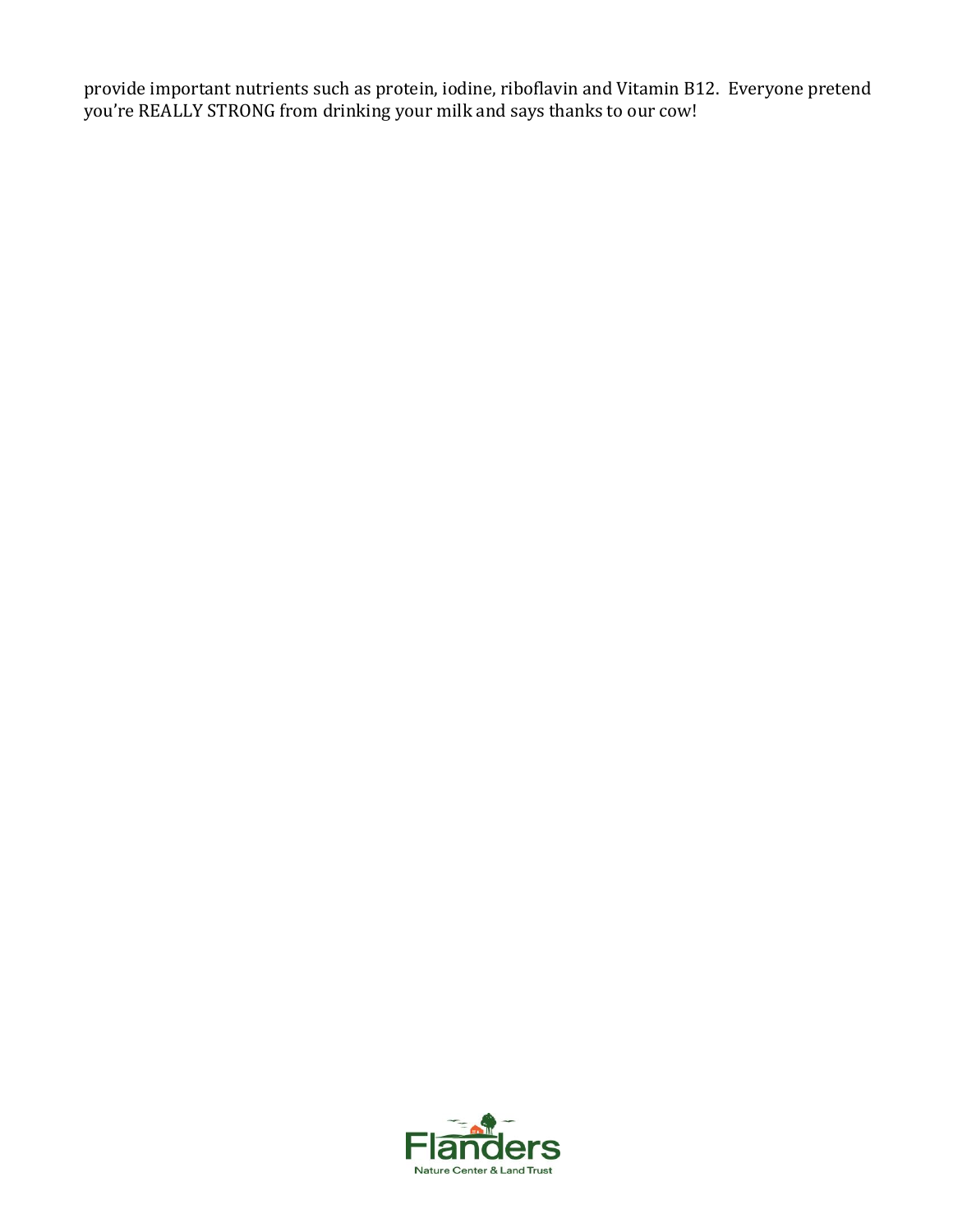provide important nutrients such as protein, iodine, riboflavin and Vitamin B12.  Everyone pretend you're REALLY STRONG from drinking your milk and says thanks to our cow!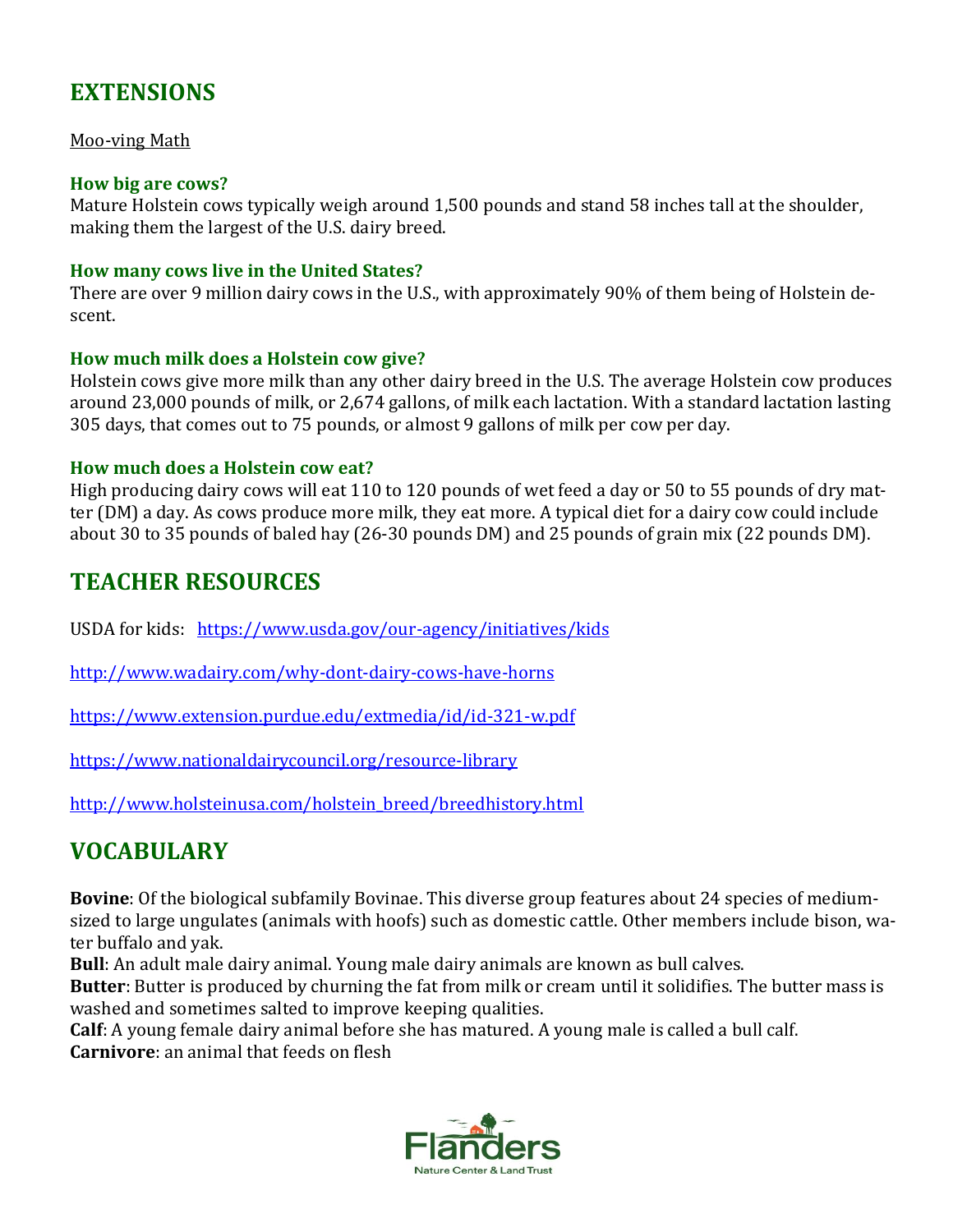## EXTENSIONS

Moo-ving Math

### How big are cows?

Mature Holstein cows typically weigh around 1,500 pounds and stand 58 inches tall at the shoulder, making them the largest of the U.S. dairy breed.

### How many cows live in the United States?

There are over 9 million dairy cows in the U.S., with approximately 90% of them being of Holstein descent.

### How much milk does a Holstein cow give?

Holstein cows give more milk than any other dairy breed in the U.S. The average Holstein cow produces around 23,000 pounds of milk, or 2,674 gallons, of milk each lactation. With a standard lactation lasting 305 days, that comes out to 75 pounds, or almost 9 gallons of milk per cow per day.

### How much does a Holstein cow eat?

High producing dairy cows will eat 110 to 120 pounds of wet feed a day or 50 to 55 pounds of dry matter (DM) a day. As cows produce more milk, they eat more. A typical diet for a dairy cow could include about 30 to 35 pounds of baled hay (26-30 pounds DM) and 25 pounds of grain mix (22 pounds DM).

## TEACHER RESOURCES

USDA for kids: https://www.usda.gov/our-agency/initiatives/kids

http://www.wadairy.com/why-dont-dairy-cows-have-horns

https://www.extension.purdue.edu/extmedia/id/id-321-w.pdf

https://www.nationaldairycouncil.org/resource-library

http://www.holsteinusa.com/holstein_breed/breedhistory.html

## VOCABULARY

**Bovine**: Of the biological subfamily Bovinae. This diverse group features about 24 species of medium-sized to large ungulates (animals with hoofs) such as domestic cattle. Other members include bison, water buffalo and yak.
**Bull**: An adult male dairy animal. Young male dairy animals are known as bull calves.
**Butter**: Butter is produced by churning the fat from milk or cream until it solidifies. The butter mass is washed and sometimes salted to improve keeping qualities.
**Calf**: A young female dairy animal before she has matured. A young male is called a bull calf.
**Carnivore**: an animal that feeds on flesh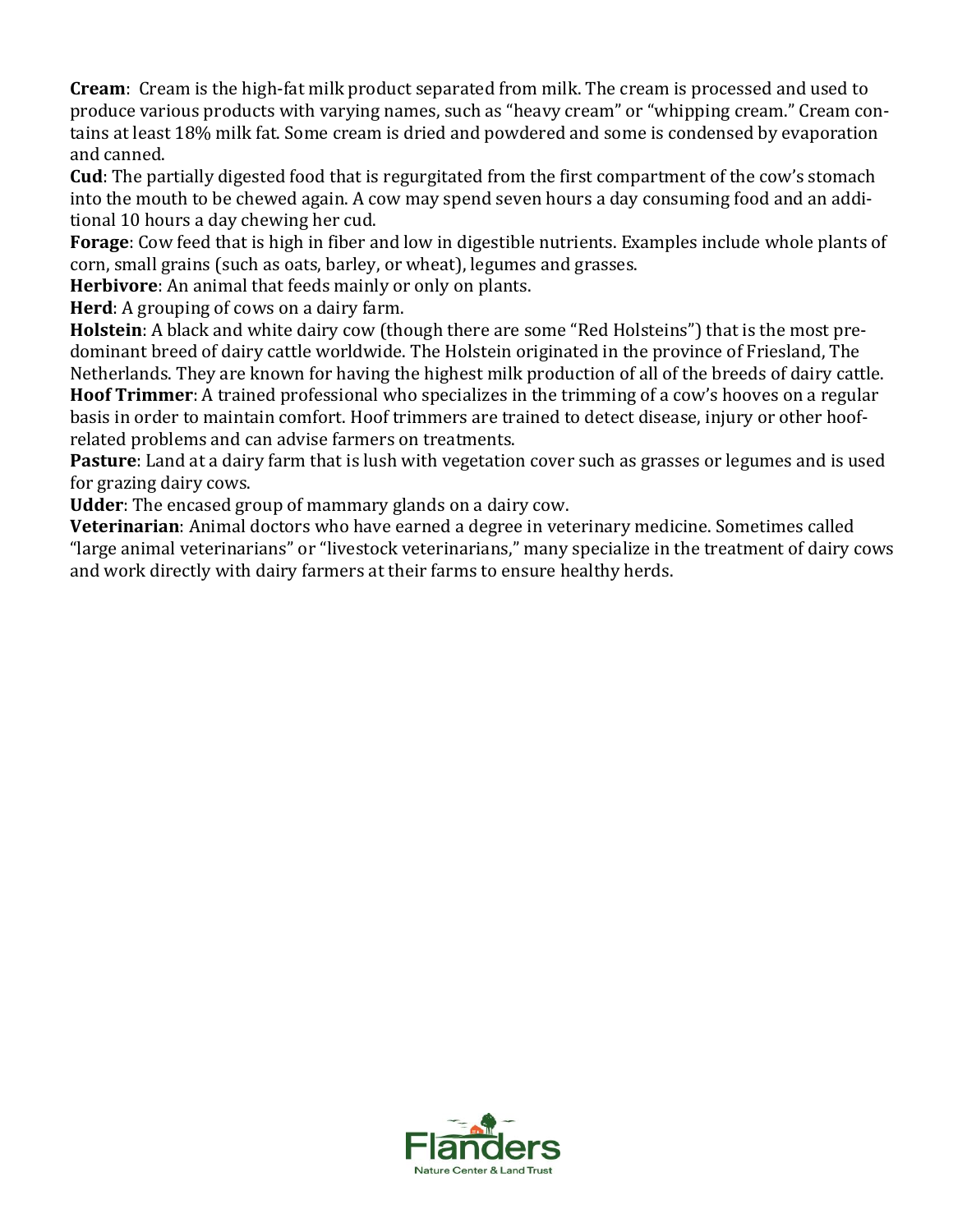**Cream**: Cream is the high-fat milk product separated from milk. The cream is processed and used to produce various products with varying names, such as "heavy cream" or "whipping cream." Cream contains at least 18% milk fat. Some cream is dried and powdered and some is condensed by evaporation and canned.

**Cud**: The partially digested food that is regurgitated from the first compartment of the cow's stomach into the mouth to be chewed again. A cow may spend seven hours a day consuming food and an additional 10 hours a day chewing her cud.

**Forage**: Cow feed that is high in fiber and low in digestible nutrients. Examples include whole plants of corn, small grains (such as oats, barley, or wheat), legumes and grasses.

**Herbivore**: An animal that feeds mainly or only on plants.

**Herd**: A grouping of cows on a dairy farm.

**Holstein**: A black and white dairy cow (though there are some "Red Holsteins") that is the most predominant breed of dairy cattle worldwide. The Holstein originated in the province of Friesland, The Netherlands. They are known for having the highest milk production of all of the breeds of dairy cattle.

**Hoof Trimmer**: A trained professional who specializes in the trimming of a cow's hooves on a regular basis in order to maintain comfort. Hoof trimmers are trained to detect disease, injury or other hoof-related problems and can advise farmers on treatments.

**Pasture**: Land at a dairy farm that is lush with vegetation cover such as grasses or legumes and is used for grazing dairy cows.

**Udder**: The encased group of mammary glands on a dairy cow.

**Veterinarian**: Animal doctors who have earned a degree in veterinary medicine. Sometimes called "large animal veterinarians" or "livestock veterinarians," many specialize in the treatment of dairy cows and work directly with dairy farmers at their farms to ensure healthy herds.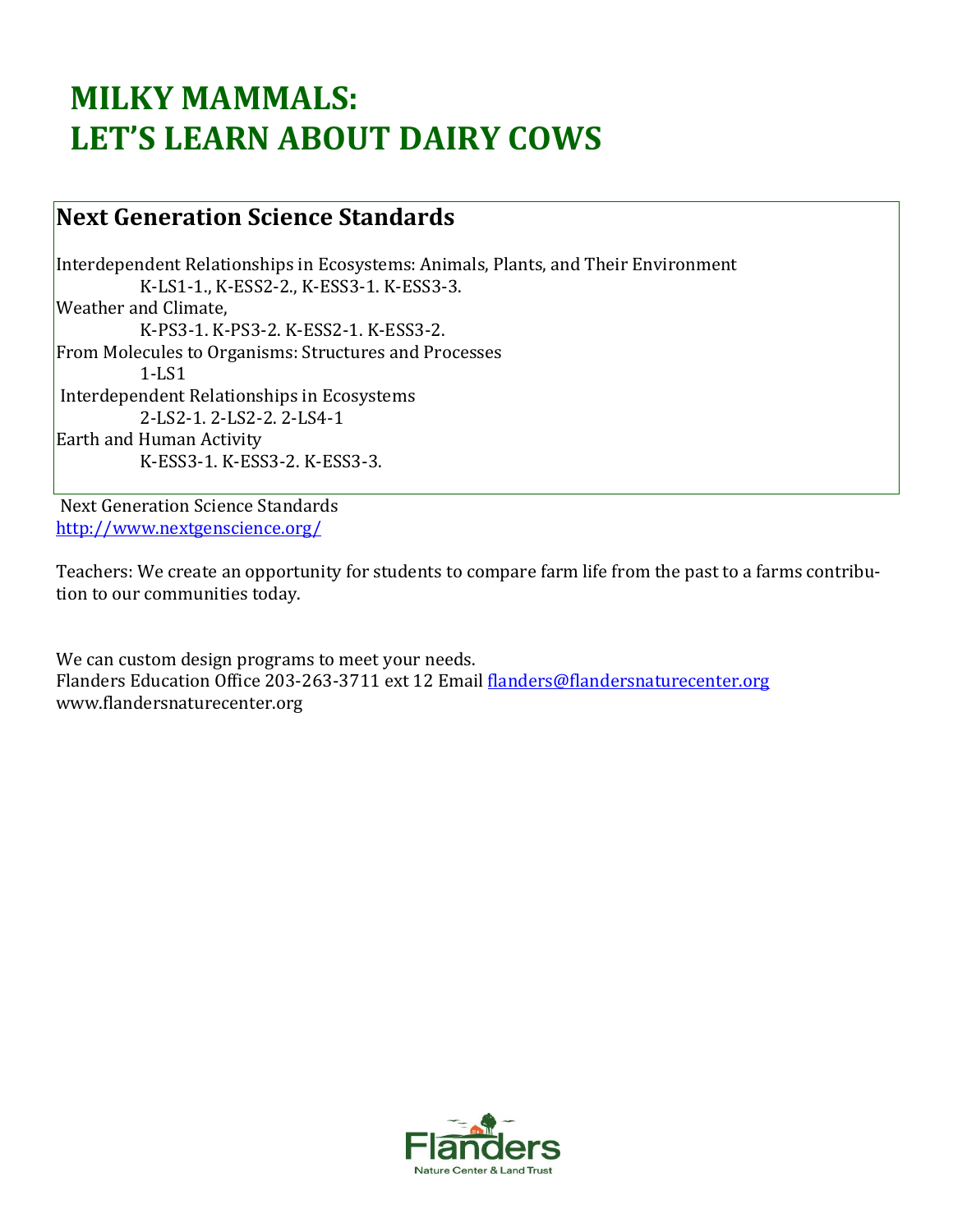# MILKY MAMMALS:
# LET'S LEARN ABOUT DAIRY COWS

## Next Generation Science Standards

Interdependent Relationships in Ecosystems: Animals, Plants, and Their Environment
K-LS1-1., K-ESS2-2., K-ESS3-1. K-ESS3-3.
Weather and Climate,
K-PS3-1. K-PS3-2. K-ESS2-1. K-ESS3-2.
From Molecules to Organisms: Structures and Processes
1-LS1
Interdependent Relationships in Ecosystems
2-LS2-1. 2-LS2-2. 2-LS4-1
Earth and Human Activity
K-ESS3-1. K-ESS3-2. K-ESS3-3.

Next Generation Science Standards
http://www.nextgenscience.org/

Teachers: We create an opportunity for students to compare farm life from the past to a farms contribution to our communities today.

We can custom design programs to meet your needs.
Flanders Education Office 203-263-3711 ext 12 Email flanders@flandersnaturecenter.org
www.flandersnaturecenter.org

Flanders
Nature Center & Land Trust